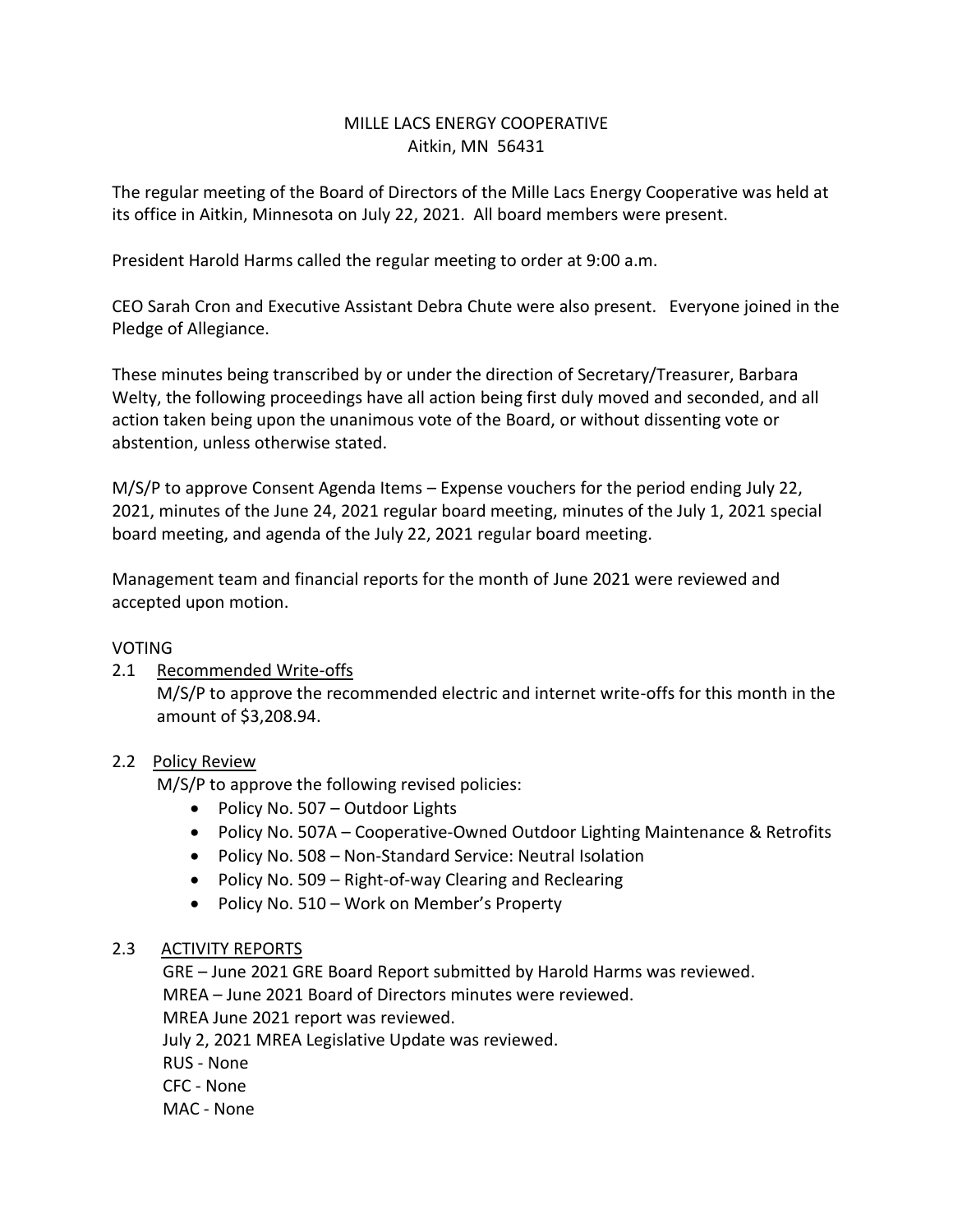MILLE LACS ENERGY COOPERATIVE
Aitkin, MN 56431

The regular meeting of the Board of Directors of the Mille Lacs Energy Cooperative was held at its office in Aitkin, Minnesota on July 22, 2021. All board members were present.

President Harold Harms called the regular meeting to order at 9:00 a.m.

CEO Sarah Cron and Executive Assistant Debra Chute were also present. Everyone joined in the Pledge of Allegiance.

These minutes being transcribed by or under the direction of Secretary/Treasurer, Barbara Welty, the following proceedings have all action being first duly moved and seconded, and all action taken being upon the unanimous vote of the Board, or without dissenting vote or abstention, unless otherwise stated.

M/S/P to approve Consent Agenda Items – Expense vouchers for the period ending July 22, 2021, minutes of the June 24, 2021 regular board meeting, minutes of the July 1, 2021 special board meeting, and agenda of the July 22, 2021 regular board meeting.

Management team and financial reports for the month of June 2021 were reviewed and accepted upon motion.

VOTING

2.1 Recommended Write-offs

M/S/P to approve the recommended electric and internet write-offs for this month in the amount of $3,208.94.

2.2 Policy Review

M/S/P to approve the following revised policies:

- Policy No. 507 – Outdoor Lights
- Policy No. 507A – Cooperative-Owned Outdoor Lighting Maintenance & Retrofits
- Policy No. 508 – Non-Standard Service: Neutral Isolation
- Policy No. 509 – Right-of-way Clearing and Reclearing
- Policy No. 510 – Work on Member's Property

2.3 ACTIVITY REPORTS

GRE – June 2021 GRE Board Report submitted by Harold Harms was reviewed.
MREA – June 2021 Board of Directors minutes were reviewed.
MREA June 2021 report was reviewed.
July 2, 2021 MREA Legislative Update was reviewed.
RUS - None
CFC - None
MAC - None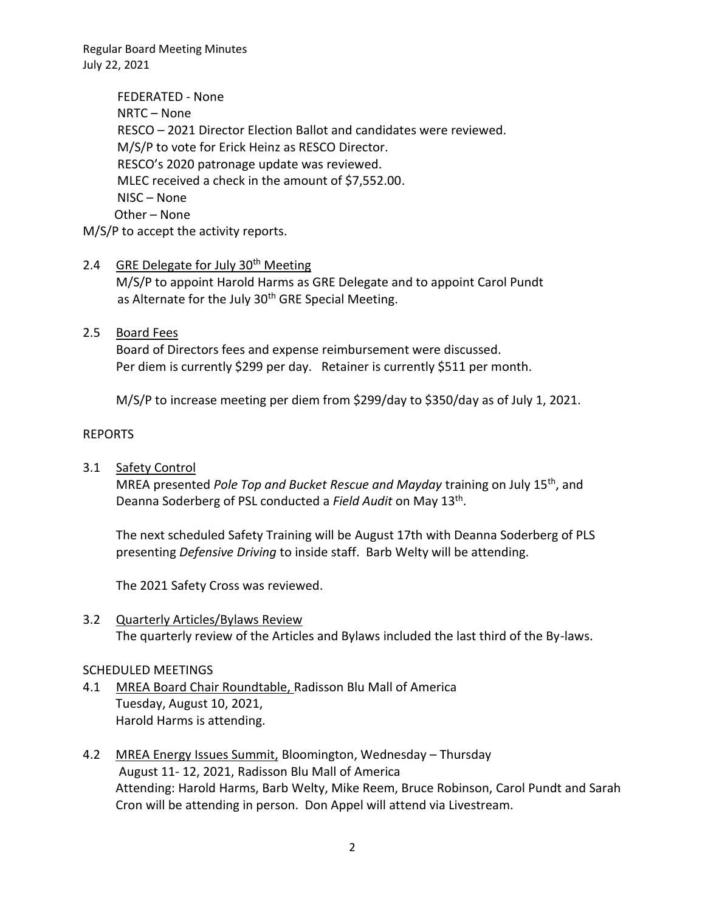FEDERATED - None
NRTC – None
RESCO – 2021 Director Election Ballot and candidates were reviewed.
M/S/P to vote for Erick Heinz as RESCO Director.
RESCO's 2020 patronage update was reviewed.
MLEC received a check in the amount of $7,552.00.
NISC – None
Other – None

M/S/P to accept the activity reports.

2.4 <u>GRE Delegate for July 30th Meeting</u>
M/S/P to appoint Harold Harms as GRE Delegate and to appoint Carol Pundt as Alternate for the July 30th GRE Special Meeting.

2.5 <u>Board Fees</u>
Board of Directors fees and expense reimbursement were discussed.
Per diem is currently $299 per day. Retainer is currently $511 per month.

M/S/P to increase meeting per diem from $299/day to $350/day as of July 1, 2021.

REPORTS

3.1 <u>Safety Control</u>
MREA presented *Pole Top and Bucket Rescue and Mayday* training on July 15th, and Deanna Soderberg of PSL conducted a *Field Audit* on May 13th.

The next scheduled Safety Training will be August 17th with Deanna Soderberg of PLS presenting *Defensive Driving* to inside staff. Barb Welty will be attending.

The 2021 Safety Cross was reviewed.

3.2 <u>Quarterly Articles/Bylaws Review</u>
The quarterly review of the Articles and Bylaws included the last third of the By-laws.

SCHEDULED MEETINGS

4.1 <u>MREA Board Chair Roundtable,</u> Radisson Blu Mall of America
Tuesday, August 10, 2021,
Harold Harms is attending.

4.2 <u>MREA Energy Issues Summit,</u> Bloomington, Wednesday – Thursday
August 11- 12, 2021, Radisson Blu Mall of America
Attending: Harold Harms, Barb Welty, Mike Reem, Bruce Robinson, Carol Pundt and Sarah Cron will be attending in person. Don Appel will attend via Livestream.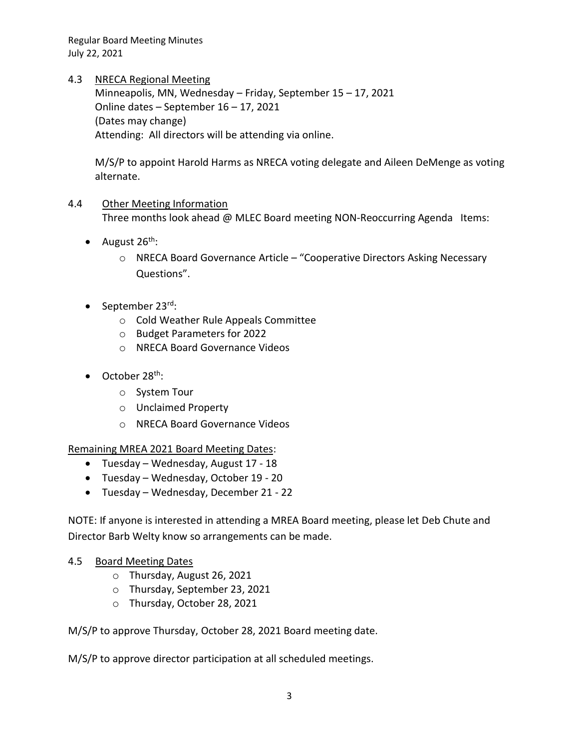4.3 <u>NRECA Regional Meeting</u>

Minneapolis, MN, Wednesday – Friday, September 15 – 17, 2021
Online dates – September 16 – 17, 2021
(Dates may change)
Attending: All directors will be attending via online.

M/S/P to appoint Harold Harms as NRECA voting delegate and Aileen DeMenge as voting alternate.

4.4 <u>Other Meeting Information</u>

Three months look ahead @ MLEC Board meeting NON-Reoccurring Agenda Items:

- August 26th:
  - NRECA Board Governance Article – "Cooperative Directors Asking Necessary Questions".
- September 23rd:
  - Cold Weather Rule Appeals Committee
  - Budget Parameters for 2022
  - NRECA Board Governance Videos
- October 28th:
  - System Tour
  - Unclaimed Property
  - NRECA Board Governance Videos

<u>Remaining MREA 2021 Board Meeting Dates</u>:

- Tuesday – Wednesday, August 17 - 18
- Tuesday – Wednesday, October 19 - 20
- Tuesday – Wednesday, December 21 - 22

NOTE: If anyone is interested in attending a MREA Board meeting, please let Deb Chute and Director Barb Welty know so arrangements can be made.

4.5 <u>Board Meeting Dates</u>

- Thursday, August 26, 2021
- Thursday, September 23, 2021
- Thursday, October 28, 2021

M/S/P to approve Thursday, October 28, 2021 Board meeting date.

M/S/P to approve director participation at all scheduled meetings.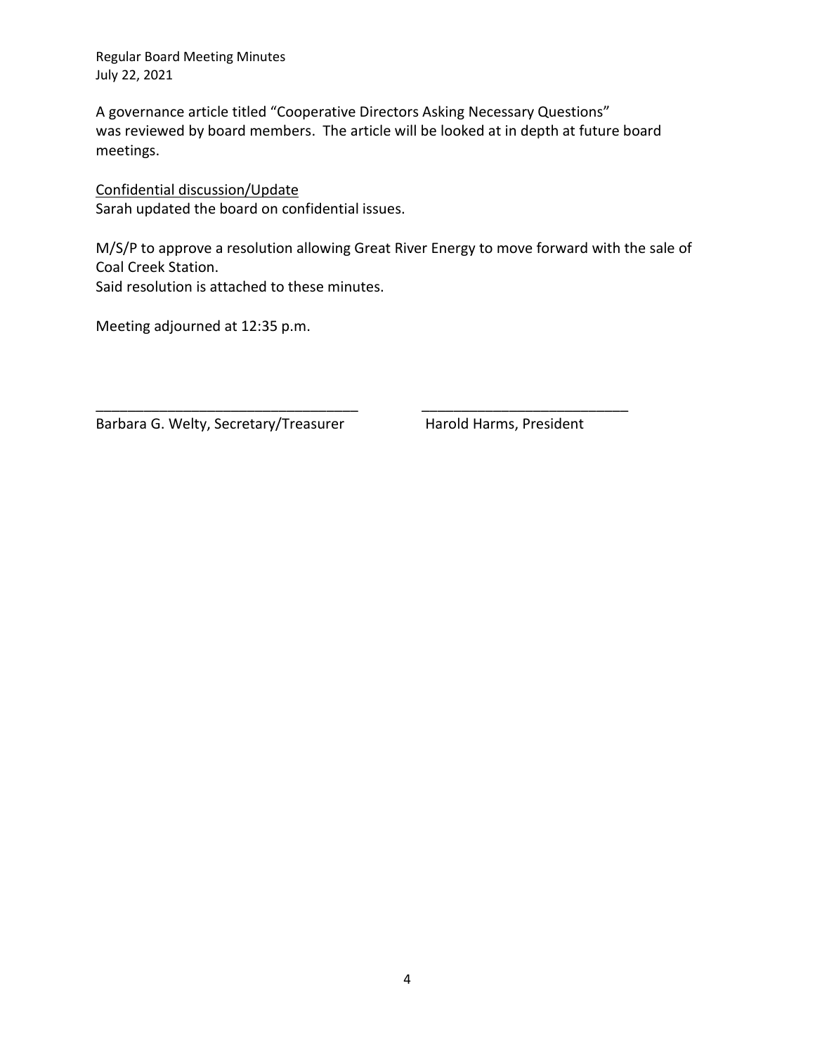A governance article titled "Cooperative Directors Asking Necessary Questions" was reviewed by board members. The article will be looked at in depth at future board meetings.

<u>Confidential discussion/Update</u>
Sarah updated the board on confidential issues.

M/S/P to approve a resolution allowing Great River Energy to move forward with the sale of Coal Creek Station.
Said resolution is attached to these minutes.

Meeting adjourned at 12:35 p.m.

\_\_\_\_\_\_\_\_\_\_\_\_\_\_\_\_\_\_\_\_\_\_\_\_\_\_\_\_\_\_\_\_ \_\_\_\_\_\_\_\_\_\_\_\_\_\_\_\_\_\_\_\_\_\_\_\_\_\_

Barbara G. Welty, Secretary/Treasurer Harold Harms, President